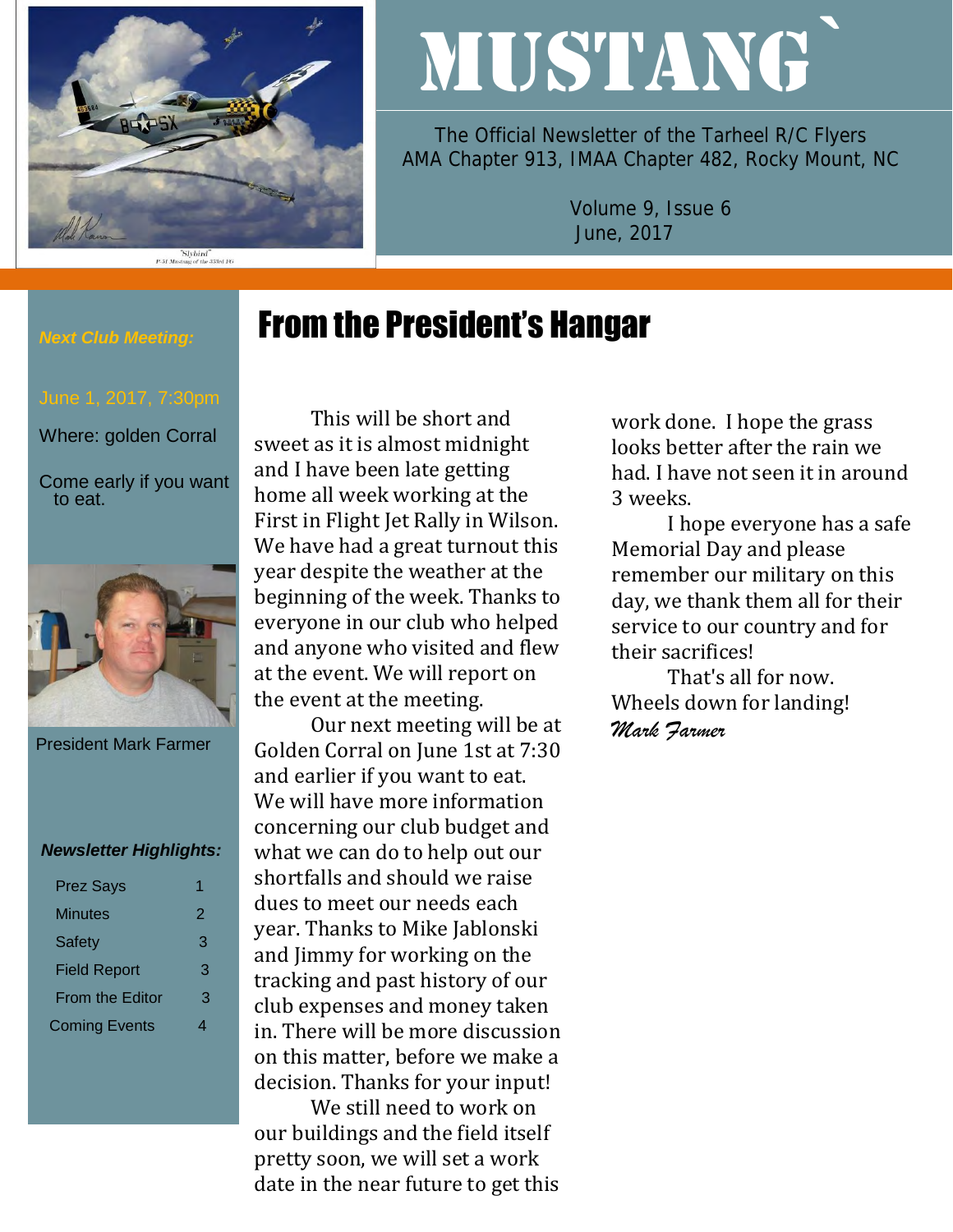# MUSTANG`

The Official Newsletter of the Tarheel R/C Flyers
AMA Chapter 913, IMAA Chapter 482, Rocky Mount, NC

Volume 9, Issue 6
June, 2017

***Next Club Meeting:***

June 1, 2017, 7:30pm

Where: golden Corral

Come early if you want to eat.

President Mark Farmer

***Newsletter Highlights:***

| | |
|---|---|
| Prez Says | 1 |
| Minutes | 2 |
| Safety | 3 |
| Field Report | 3 |
| From the Editor | 3 |
| Coming Events | 4 |

## From the President's Hangar

This will be short and sweet as it is almost midnight and I have been late getting home all week working at the First in Flight Jet Rally in Wilson. We have had a great turnout this year despite the weather at the beginning of the week. Thanks to everyone in our club who helped and anyone who visited and flew at the event. We will report on the event at the meeting.

Our next meeting will be at Golden Corral on June 1st at 7:30 and earlier if you want to eat. We will have more information concerning our club budget and what we can do to help out our shortfalls and should we raise dues to meet our needs each year. Thanks to Mike Jablonski and Jimmy for working on the tracking and past history of our club expenses and money taken in. There will be more discussion on this matter, before we make a decision. Thanks for your input!

We still need to work on our buildings and the field itself pretty soon, we will set a work date in the near future to get this work done. I hope the grass looks better after the rain we had. I have not seen it in around 3 weeks.

I hope everyone has a safe Memorial Day and please remember our military on this day, we thank them all for their service to our country and for their sacrifices!

That's all for now.
Wheels down for landing!
*Mark Farmer*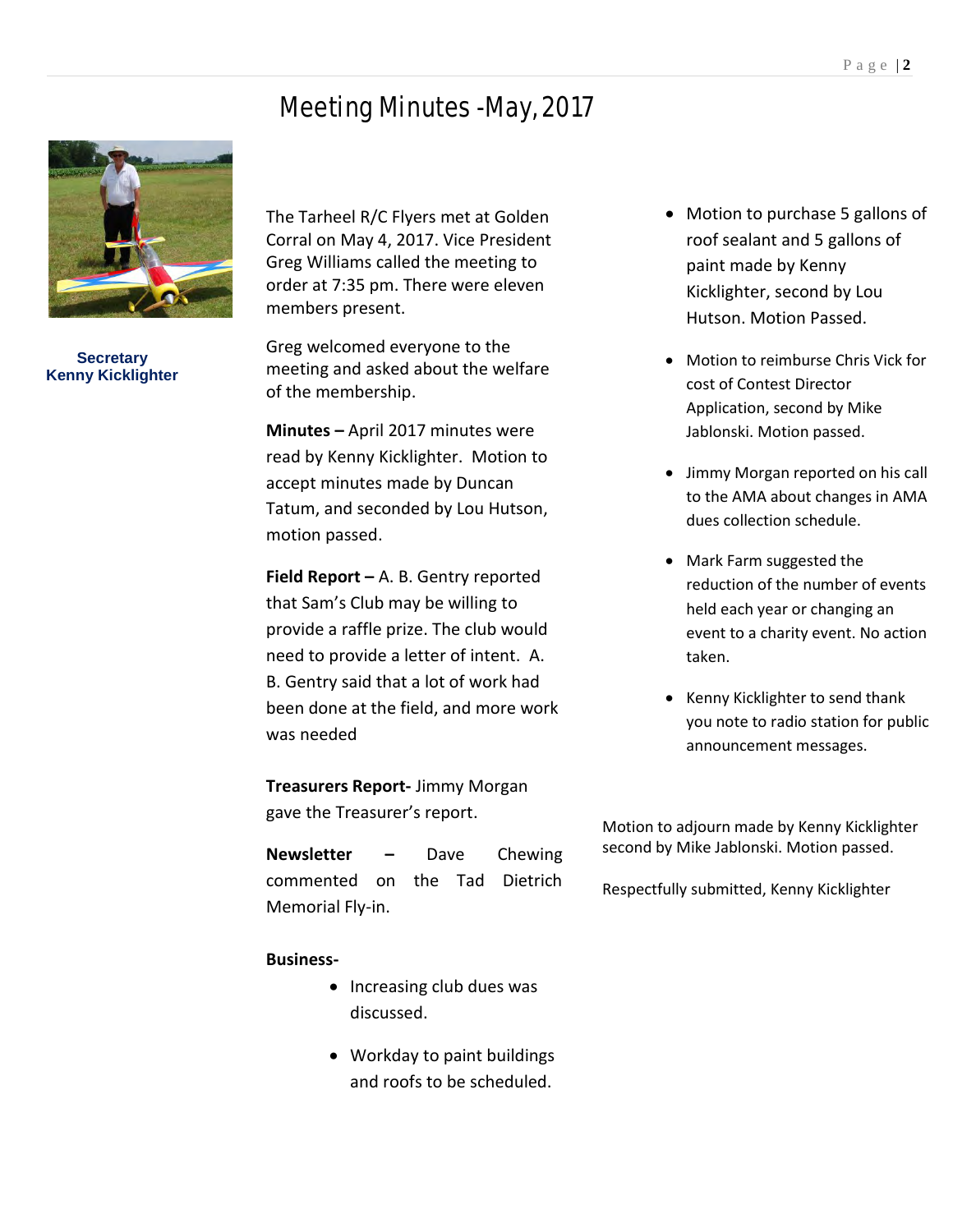# Meeting Minutes -May, 2017

**Secretary**
**Kenny Kicklighter**

The Tarheel R/C Flyers met at Golden Corral on May 4, 2017. Vice President Greg Williams called the meeting to order at 7:35 pm. There were eleven members present.

Greg welcomed everyone to the meeting and asked about the welfare of the membership.

**Minutes –** April 2017 minutes were read by Kenny Kicklighter. Motion to accept minutes made by Duncan Tatum, and seconded by Lou Hutson, motion passed.

**Field Report –** A. B. Gentry reported that Sam's Club may be willing to provide a raffle prize. The club would need to provide a letter of intent. A. B. Gentry said that a lot of work had been done at the field, and more work was needed

**Treasurers Report-** Jimmy Morgan gave the Treasurer's report.

**Newsletter –** Dave Chewing commented on the Tad Dietrich Memorial Fly-in.

**Business-**

- Increasing club dues was discussed.
- Workday to paint buildings and roofs to be scheduled.
- Motion to purchase 5 gallons of roof sealant and 5 gallons of paint made by Kenny Kicklighter, second by Lou Hutson. Motion Passed.
- Motion to reimburse Chris Vick for cost of Contest Director Application, second by Mike Jablonski. Motion passed.
- Jimmy Morgan reported on his call to the AMA about changes in AMA dues collection schedule.
- Mark Farm suggested the reduction of the number of events held each year or changing an event to a charity event. No action taken.
- Kenny Kicklighter to send thank you note to radio station for public announcement messages.

Motion to adjourn made by Kenny Kicklighter second by Mike Jablonski. Motion passed.

Respectfully submitted, Kenny Kicklighter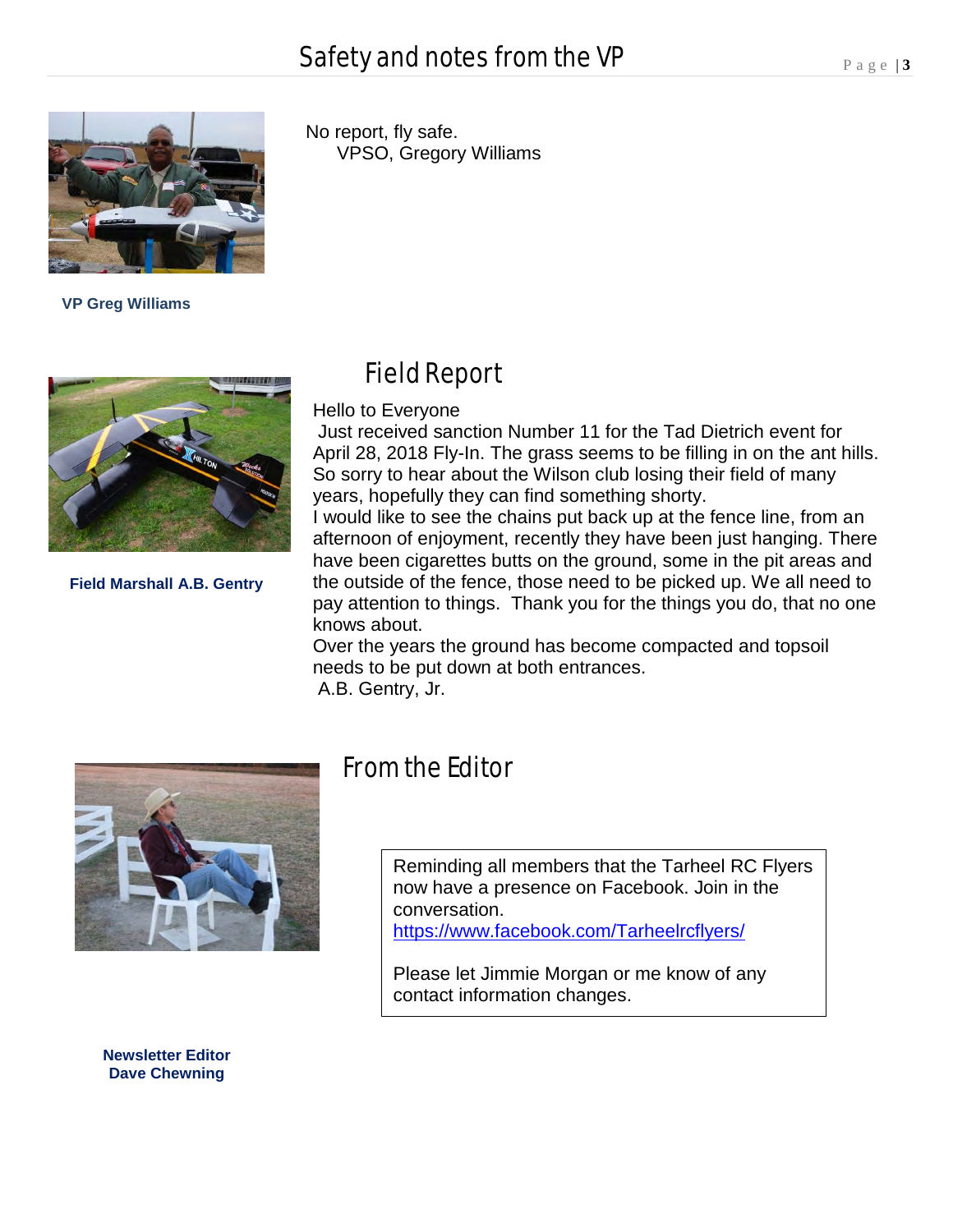# Safety and notes from the VP

No report, fly safe.
VPSO, Gregory Williams

**VP Greg Williams**

## Field Report

**Field Marshall A.B. Gentry**

Hello to Everyone
Just received sanction Number 11 for the Tad Dietrich event for April 28, 2018 Fly-In. The grass seems to be filling in on the ant hills. So sorry to hear about the Wilson club losing their field of many years, hopefully they can find something shorty.
I would like to see the chains put back up at the fence line, from an afternoon of enjoyment, recently they have been just hanging. There have been cigarettes butts on the ground, some in the pit areas and the outside of the fence, those need to be picked up. We all need to pay attention to things. Thank you for the things you do, that no one knows about.
Over the years the ground has become compacted and topsoil needs to be put down at both entrances.
A.B. Gentry, Jr.

## From the Editor

Reminding all members that the Tarheel RC Flyers now have a presence on Facebook. Join in the conversation.
https://www.facebook.com/Tarheelrcflyers/

Please let Jimmie Morgan or me know of any contact information changes.

**Newsletter Editor**
**Dave Chewning**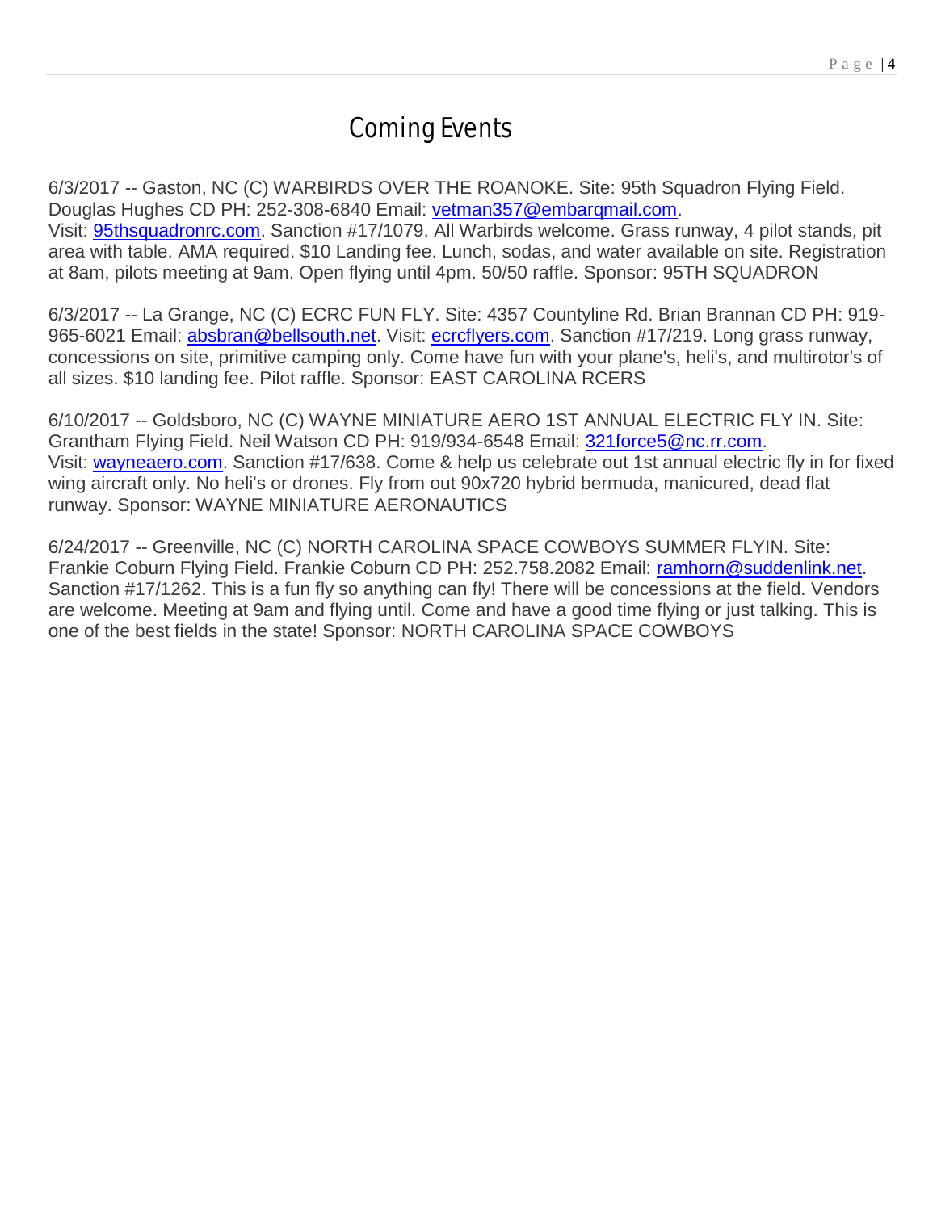# Coming Events

6/3/2017 -- Gaston, NC (C) WARBIRDS OVER THE ROANOKE. Site: 95th Squadron Flying Field. Douglas Hughes CD PH: 252-308-6840 Email: vetman357@embarqmail.com. Visit: 95thsquadronrc.com. Sanction #17/1079. All Warbirds welcome. Grass runway, 4 pilot stands, pit area with table. AMA required. $10 Landing fee. Lunch, sodas, and water available on site. Registration at 8am, pilots meeting at 9am. Open flying until 4pm. 50/50 raffle. Sponsor: 95TH SQUADRON

6/3/2017 -- La Grange, NC (C) ECRC FUN FLY. Site: 4357 Countyline Rd. Brian Brannan CD PH: 919-965-6021 Email: absbran@bellsouth.net. Visit: ecrcflyers.com. Sanction #17/219. Long grass runway, concessions on site, primitive camping only. Come have fun with your plane's, heli's, and multirotor's of all sizes. $10 landing fee. Pilot raffle. Sponsor: EAST CAROLINA RCERS

6/10/2017 -- Goldsboro, NC (C) WAYNE MINIATURE AERO 1ST ANNUAL ELECTRIC FLY IN. Site: Grantham Flying Field. Neil Watson CD PH: 919/934-6548 Email: 321force5@nc.rr.com. Visit: wayneaero.com. Sanction #17/638. Come & help us celebrate out 1st annual electric fly in for fixed wing aircraft only. No heli's or drones. Fly from out 90x720 hybrid bermuda, manicured, dead flat runway. Sponsor: WAYNE MINIATURE AERONAUTICS

6/24/2017 -- Greenville, NC (C) NORTH CAROLINA SPACE COWBOYS SUMMER FLYIN. Site: Frankie Coburn Flying Field. Frankie Coburn CD PH: 252.758.2082 Email: ramhorn@suddenlink.net. Sanction #17/1262. This is a fun fly so anything can fly! There will be concessions at the field. Vendors are welcome. Meeting at 9am and flying until. Come and have a good time flying or just talking. This is one of the best fields in the state! Sponsor: NORTH CAROLINA SPACE COWBOYS